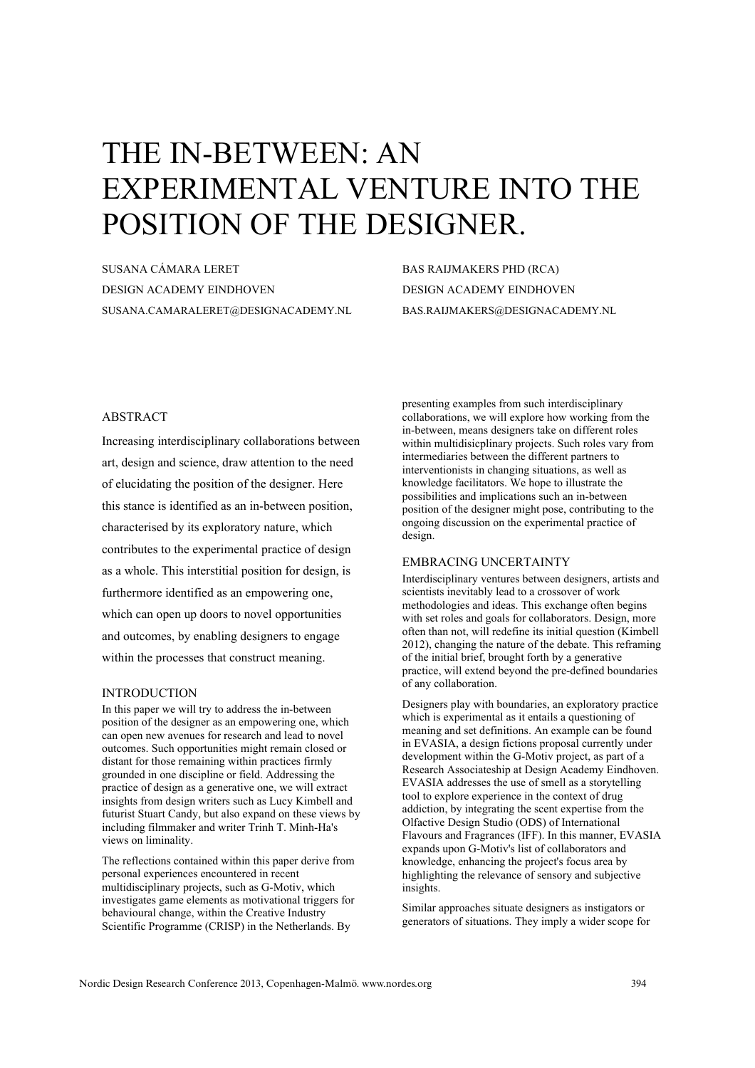# THE IN-BETWEEN: AN EXPERIMENTAL VENTURE INTO THE POSITION OF THE DESIGNER.

SUSANA CÁMARA LERET
DESIGN ACADEMY EINDHOVEN
SUSANA.CAMARALERET@DESIGNACADEMY.NL

BAS RAIJMAKERS PHD (RCA)
DESIGN ACADEMY EINDHOVEN
BAS.RAIJMAKERS@DESIGNACADEMY.NL

## ABSTRACT

Increasing interdisciplinary collaborations between art, design and science, draw attention to the need of elucidating the position of the designer. Here this stance is identified as an in-between position, characterised by its exploratory nature, which contributes to the experimental practice of design as a whole. This interstitial position for design, is furthermore identified as an empowering one, which can open up doors to novel opportunities and outcomes, by enabling designers to engage within the processes that construct meaning.

## INTRODUCTION

In this paper we will try to address the in-between position of the designer as an empowering one, which can open new avenues for research and lead to novel outcomes. Such opportunities might remain closed or distant for those remaining within practices firmly grounded in one discipline or field. Addressing the practice of design as a generative one, we will extract insights from design writers such as Lucy Kimbell and futurist Stuart Candy, but also expand on these views by including filmmaker and writer Trinh T. Minh-Ha's views on liminality.

The reflections contained within this paper derive from personal experiences encountered in recent multidisciplinary projects, such as G-Motiv, which investigates game elements as motivational triggers for behavioural change, within the Creative Industry Scientific Programme (CRISP) in the Netherlands. By presenting examples from such interdisciplinary collaborations, we will explore how working from the in-between, means designers take on different roles within multidisicplinary projects. Such roles vary from intermediaries between the different partners to interventionists in changing situations, as well as knowledge facilitators. We hope to illustrate the possibilities and implications such an in-between position of the designer might pose, contributing to the ongoing discussion on the experimental practice of design.

## EMBRACING UNCERTAINTY

Interdisciplinary ventures between designers, artists and scientists inevitably lead to a crossover of work methodologies and ideas. This exchange often begins with set roles and goals for collaborators. Design, more often than not, will redefine its initial question (Kimbell 2012), changing the nature of the debate. This reframing of the initial brief, brought forth by a generative practice, will extend beyond the pre-defined boundaries of any collaboration.

Designers play with boundaries, an exploratory practice which is experimental as it entails a questioning of meaning and set definitions. An example can be found in EVASIA, a design fictions proposal currently under development within the G-Motiv project, as part of a Research Associateship at Design Academy Eindhoven. EVASIA addresses the use of smell as a storytelling tool to explore experience in the context of drug addiction, by integrating the scent expertise from the Olfactive Design Studio (ODS) of International Flavours and Fragrances (IFF). In this manner, EVASIA expands upon G-Motiv's list of collaborators and knowledge, enhancing the project's focus area by highlighting the relevance of sensory and subjective insights.

Similar approaches situate designers as instigators or generators of situations. They imply a wider scope for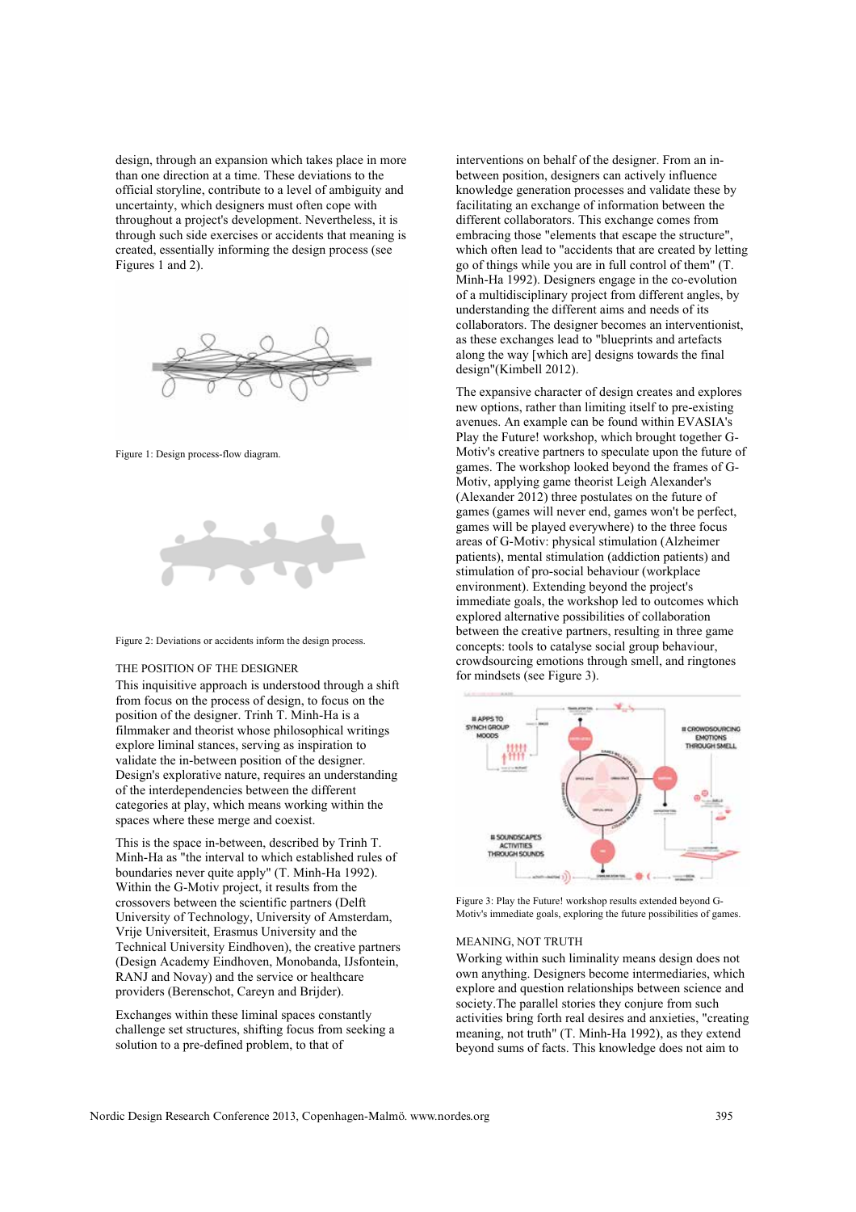design, through an expansion which takes place in more than one direction at a time. These deviations to the official storyline, contribute to a level of ambiguity and uncertainty, which designers must often cope with throughout a project's development. Nevertheless, it is through such side exercises or accidents that meaning is created, essentially informing the design process (see Figures 1 and 2).

Figure 1: Design process-flow diagram.

Figure 2: Deviations or accidents inform the design process.

## THE POSITION OF THE DESIGNER

This inquisitive approach is understood through a shift from focus on the process of design, to focus on the position of the designer. Trinh T. Minh-Ha is a filmmaker and theorist whose philosophical writings explore liminal stances, serving as inspiration to validate the in-between position of the designer. Design's explorative nature, requires an understanding of the interdependencies between the different categories at play, which means working within the spaces where these merge and coexist.

This is the space in-between, described by Trinh T. Minh-Ha as "the interval to which established rules of boundaries never quite apply" (T. Minh-Ha 1992). Within the G-Motiv project, it results from the crossovers between the scientific partners (Delft University of Technology, University of Amsterdam, Vrije Universiteit, Erasmus University and the Technical University Eindhoven), the creative partners (Design Academy Eindhoven, Monobanda, IJsfontein, RANJ and Novay) and the service or healthcare providers (Berenschot, Careyn and Brijder).

Exchanges within these liminal spaces constantly challenge set structures, shifting focus from seeking a solution to a pre-defined problem, to that of interventions on behalf of the designer. From an in-between position, designers can actively influence knowledge generation processes and validate these by facilitating an exchange of information between the different collaborators. This exchange comes from embracing those "elements that escape the structure", which often lead to "accidents that are created by letting go of things while you are in full control of them" (T. Minh-Ha 1992). Designers engage in the co-evolution of a multidisciplinary project from different angles, by understanding the different aims and needs of its collaborators. The designer becomes an interventionist, as these exchanges lead to "blueprints and artefacts along the way [which are] designs towards the final design"(Kimbell 2012).

The expansive character of design creates and explores new options, rather than limiting itself to pre-existing avenues. An example can be found within EVASIA's Play the Future! workshop, which brought together G-Motiv's creative partners to speculate upon the future of games. The workshop looked beyond the frames of G-Motiv, applying game theorist Leigh Alexander's (Alexander 2012) three postulates on the future of games (games will never end, games won't be perfect, games will be played everywhere) to the three focus areas of G-Motiv: physical stimulation (Alzheimer patients), mental stimulation (addiction patients) and stimulation of pro-social behaviour (workplace environment). Extending beyond the project's immediate goals, the workshop led to outcomes which explored alternative possibilities of collaboration between the creative partners, resulting in three game concepts: tools to catalyse social group behaviour, crowdsourcing emotions through smell, and ringtones for mindsets (see Figure 3).

Figure 3: Play the Future! workshop results extended beyond G-Motiv's immediate goals, exploring the future possibilities of games.

## MEANING, NOT TRUTH

Working within such liminality means design does not own anything. Designers become intermediaries, which explore and question relationships between science and society.The parallel stories they conjure from such activities bring forth real desires and anxieties, "creating meaning, not truth" (T. Minh-Ha 1992), as they extend beyond sums of facts. This knowledge does not aim to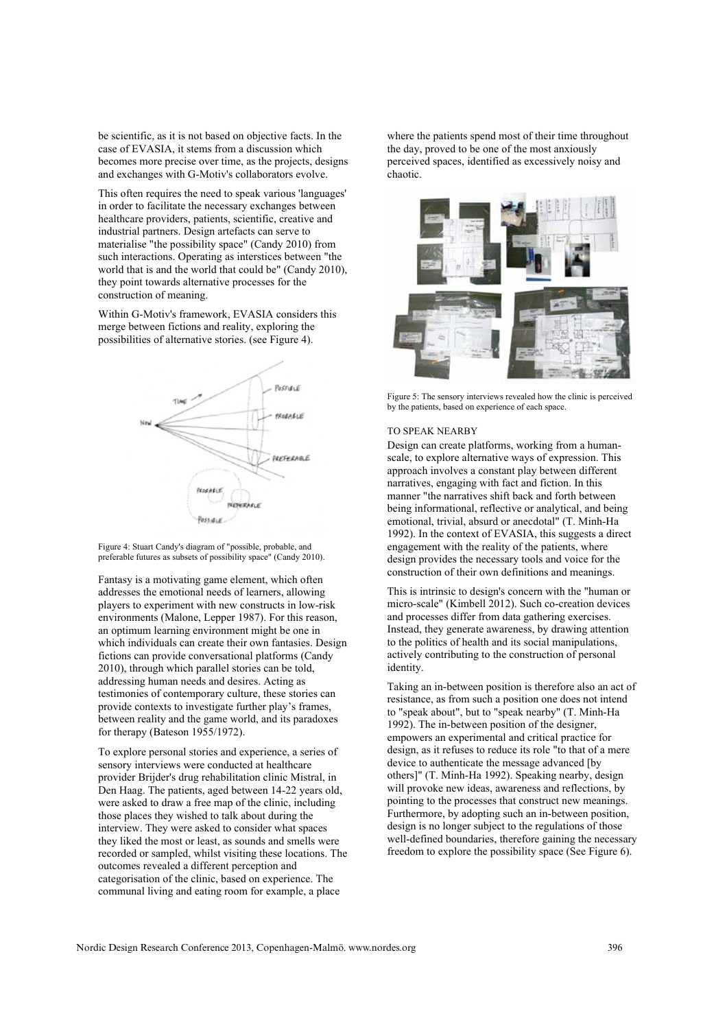be scientific, as it is not based on objective facts. In the case of EVASIA, it stems from a discussion which becomes more precise over time, as the projects, designs and exchanges with G-Motiv's collaborators evolve.

This often requires the need to speak various 'languages' in order to facilitate the necessary exchanges between healthcare providers, patients, scientific, creative and industrial partners. Design artefacts can serve to materialise "the possibility space" (Candy 2010) from such interactions. Operating as interstices between "the world that is and the world that could be" (Candy 2010), they point towards alternative processes for the construction of meaning.

Within G-Motiv's framework, EVASIA considers this merge between fictions and reality, exploring the possibilities of alternative stories. (see Figure 4).

Figure 4: Stuart Candy's diagram of "possible, probable, and preferable futures as subsets of possibility space" (Candy 2010).

Fantasy is a motivating game element, which often addresses the emotional needs of learners, allowing players to experiment with new constructs in low-risk environments (Malone, Lepper 1987). For this reason, an optimum learning environment might be one in which individuals can create their own fantasies. Design fictions can provide conversational platforms (Candy 2010), through which parallel stories can be told, addressing human needs and desires. Acting as testimonies of contemporary culture, these stories can provide contexts to investigate further play's frames, between reality and the game world, and its paradoxes for therapy (Bateson 1955/1972).

To explore personal stories and experience, a series of sensory interviews were conducted at healthcare provider Brijder's drug rehabilitation clinic Mistral, in Den Haag. The patients, aged between 14-22 years old, were asked to draw a free map of the clinic, including those places they wished to talk about during the interview. They were asked to consider what spaces they liked the most or least, as sounds and smells were recorded or sampled, whilst visiting these locations. The outcomes revealed a different perception and categorisation of the clinic, based on experience. The communal living and eating room for example, a place where the patients spend most of their time throughout the day, proved to be one of the most anxiously perceived spaces, identified as excessively noisy and chaotic.

Figure 5: The sensory interviews revealed how the clinic is perceived by the patients, based on experience of each space.

## TO SPEAK NEARBY

Design can create platforms, working from a human-scale, to explore alternative ways of expression. This approach involves a constant play between different narratives, engaging with fact and fiction. In this manner "the narratives shift back and forth between being informational, reflective or analytical, and being emotional, trivial, absurd or anecdotal" (T. Minh-Ha 1992). In the context of EVASIA, this suggests a direct engagement with the reality of the patients, where design provides the necessary tools and voice for the construction of their own definitions and meanings.

This is intrinsic to design's concern with the "human or micro-scale" (Kimbell 2012). Such co-creation devices and processes differ from data gathering exercises. Instead, they generate awareness, by drawing attention to the politics of health and its social manipulations, actively contributing to the construction of personal identity.

Taking an in-between position is therefore also an act of resistance, as from such a position one does not intend to "speak about", but to "speak nearby" (T. Minh-Ha 1992). The in-between position of the designer, empowers an experimental and critical practice for design, as it refuses to reduce its role "to that of a mere device to authenticate the message advanced [by others]" (T. Minh-Ha 1992). Speaking nearby, design will provoke new ideas, awareness and reflections, by pointing to the processes that construct new meanings. Furthermore, by adopting such an in-between position, design is no longer subject to the regulations of those well-defined boundaries, therefore gaining the necessary freedom to explore the possibility space (See Figure 6).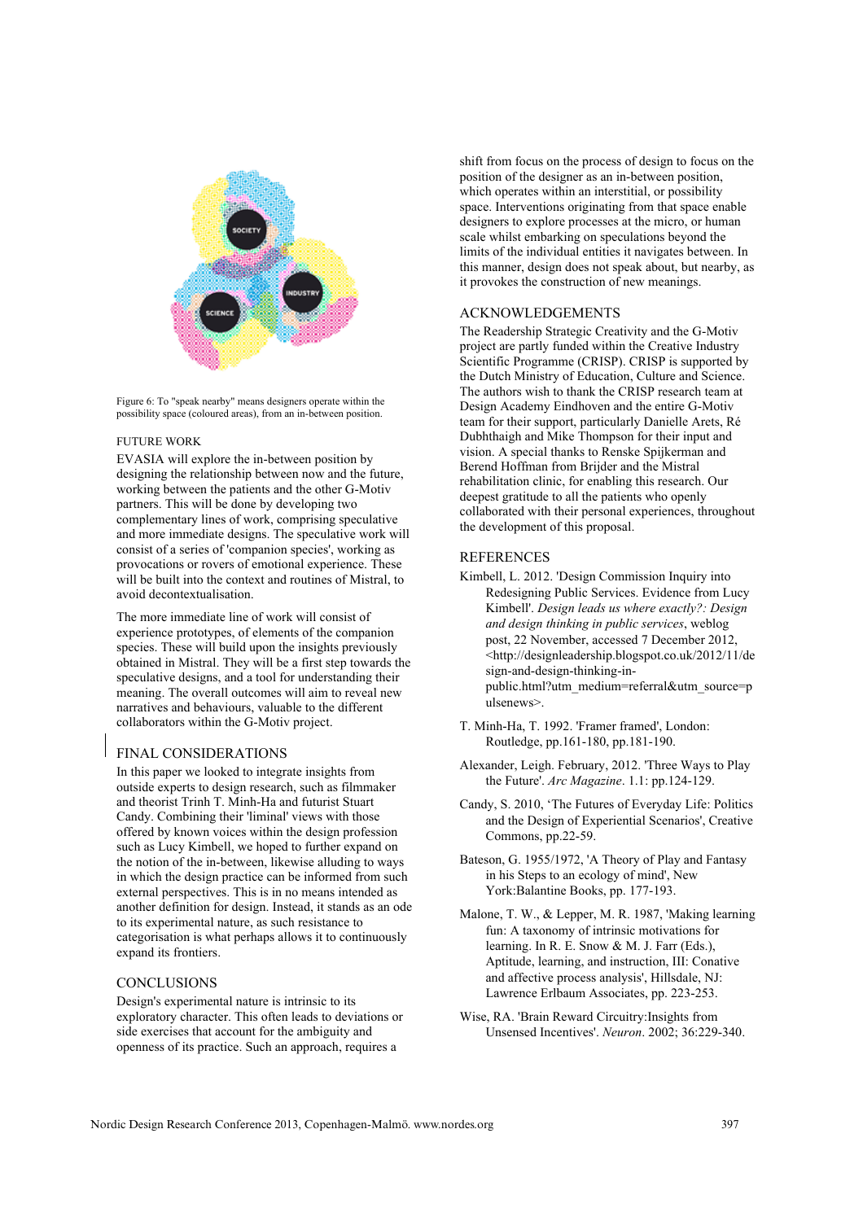Figure 6: To "speak nearby" means designers operate within the possibility space (coloured areas), from an in-between position.

## FUTURE WORK

EVASIA will explore the in-between position by designing the relationship between now and the future, working between the patients and the other G-Motiv partners. This will be done by developing two complementary lines of work, comprising speculative and more immediate designs. The speculative work will consist of a series of 'companion species', working as provocations or rovers of emotional experience. These will be built into the context and routines of Mistral, to avoid decontextualisation.

The more immediate line of work will consist of experience prototypes, of elements of the companion species. These will build upon the insights previously obtained in Mistral. They will be a first step towards the speculative designs, and a tool for understanding their meaning. The overall outcomes will aim to reveal new narratives and behaviours, valuable to the different collaborators within the G-Motiv project.

## FINAL CONSIDERATIONS

In this paper we looked to integrate insights from outside experts to design research, such as filmmaker and theorist Trinh T. Minh-Ha and futurist Stuart Candy. Combining their 'liminal' views with those offered by known voices within the design profession such as Lucy Kimbell, we hoped to further expand on the notion of the in-between, likewise alluding to ways in which the design practice can be informed from such external perspectives. This is in no means intended as another definition for design. Instead, it stands as an ode to its experimental nature, as such resistance to categorisation is what perhaps allows it to continuously expand its frontiers.

## CONCLUSIONS

Design's experimental nature is intrinsic to its exploratory character. This often leads to deviations or side exercises that account for the ambiguity and openness of its practice. Such an approach, requires a shift from focus on the process of design to focus on the position of the designer as an in-between position, which operates within an interstitial, or possibility space. Interventions originating from that space enable designers to explore processes at the micro, or human scale whilst embarking on speculations beyond the limits of the individual entities it navigates between. In this manner, design does not speak about, but nearby, as it provokes the construction of new meanings.

## ACKNOWLEDGEMENTS

The Readership Strategic Creativity and the G-Motiv project are partly funded within the Creative Industry Scientific Programme (CRISP). CRISP is supported by the Dutch Ministry of Education, Culture and Science. The authors wish to thank the CRISP research team at Design Academy Eindhoven and the entire G-Motiv team for their support, particularly Danielle Arets, Ré Dubhthaigh and Mike Thompson for their input and vision. A special thanks to Renske Spijkerman and Berend Hoffman from Brijder and the Mistral rehabilitation clinic, for enabling this research. Our deepest gratitude to all the patients who openly collaborated with their personal experiences, throughout the development of this proposal.

## REFERENCES

Kimbell, L. 2012. 'Design Commission Inquiry into Redesigning Public Services. Evidence from Lucy Kimbell'. *Design leads us where exactly?: Design and design thinking in public services*, weblog post, 22 November, accessed 7 December 2012, <http://designleadership.blogspot.co.uk/2012/11/design-and-design-thinking-in-public.html?utm_medium=referral&utm_source=pulsenews>.

T. Minh-Ha, T. 1992. 'Framer framed', London: Routledge, pp.161-180, pp.181-190.

Alexander, Leigh. February, 2012. 'Three Ways to Play the Future'. *Arc Magazine*. 1.1: pp.124-129.

Candy, S. 2010, 'The Futures of Everyday Life: Politics and the Design of Experiential Scenarios', Creative Commons, pp.22-59.

Bateson, G. 1955/1972, 'A Theory of Play and Fantasy in his Steps to an ecology of mind', New York:Balantine Books, pp. 177-193.

Malone, T. W., & Lepper, M. R. 1987, 'Making learning fun: A taxonomy of intrinsic motivations for learning. In R. E. Snow & M. J. Farr (Eds.), Aptitude, learning, and instruction, III: Conative and affective process analysis', Hillsdale, NJ: Lawrence Erlbaum Associates, pp. 223-253.

Wise, RA. 'Brain Reward Circuitry:Insights from Unsensed Incentives'. *Neuron*. 2002; 36:229-340.